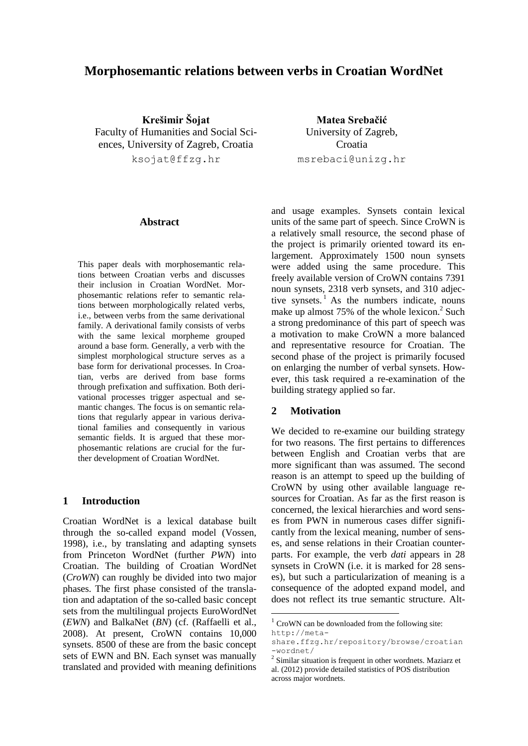# Morphosemantic relations between verbs in Croatian WordNet

**Krešimir Šojat**
Faculty of Humanities and Social Sciences, University of Zagreb, Croatia
ksojat@ffzg.hr

**Matea Srebačić**
University of Zagreb, Croatia
msrebaci@unizg.hr

## Abstract

This paper deals with morphosemantic relations between Croatian verbs and discusses their inclusion in Croatian WordNet. Morphosemantic relations refer to semantic relations between morphologically related verbs, i.e., between verbs from the same derivational family. A derivational family consists of verbs with the same lexical morpheme grouped around a base form. Generally, a verb with the simplest morphological structure serves as a base form for derivational processes. In Croatian, verbs are derived from base forms through prefixation and suffixation. Both derivational processes trigger aspectual and semantic changes. The focus is on semantic relations that regularly appear in various derivational families and consequently in various semantic fields. It is argued that these morphosemantic relations are crucial for the further development of Croatian WordNet.

## 1 Introduction

Croatian WordNet is a lexical database built through the so-called expand model (Vossen, 1998), i.e., by translating and adapting synsets from Princeton WordNet (further *PWN*) into Croatian. The building of Croatian WordNet (*CroWN*) can roughly be divided into two major phases. The first phase consisted of the translation and adaptation of the so-called basic concept sets from the multilingual projects EuroWordNet (*EWN*) and BalkaNet (*BN*) (cf. (Raffaelli et al., 2008). At present, CroWN contains 10,000 synsets. 8500 of these are from the basic concept sets of EWN and BN. Each synset was manually translated and provided with meaning definitions and usage examples. Synsets contain lexical units of the same part of speech. Since CroWN is a relatively small resource, the second phase of the project is primarily oriented toward its enlargement. Approximately 1500 noun synsets were added using the same procedure. This freely available version of CroWN contains 7391 noun synsets, 2318 verb synsets, and 310 adjective synsets.[1] As the numbers indicate, nouns make up almost 75% of the whole lexicon.[2] Such a strong predominance of this part of speech was a motivation to make CroWN a more balanced and representative resource for Croatian. The second phase of the project is primarily focused on enlarging the number of verbal synsets. However, this task required a re-examination of the building strategy applied so far.

## 2 Motivation

We decided to re-examine our building strategy for two reasons. The first pertains to differences between English and Croatian verbs that are more significant than was assumed. The second reason is an attempt to speed up the building of CroWN by using other available language resources for Croatian. As far as the first reason is concerned, the lexical hierarchies and word senses from PWN in numerous cases differ significantly from the lexical meaning, number of senses, and sense relations in their Croatian counterparts. For example, the verb *dati* appears in 28 synsets in CroWN (i.e. it is marked for 28 senses), but such a particularization of meaning is a consequence of the adopted expand model, and does not reflect its true semantic structure. Alt-

---

[1] CroWN can be downloaded from the following site: http://meta-share.ffzg.hr/repository/browse/croatian-wordnet/

[2] Similar situation is frequent in other wordnets. Maziarz et al. (2012) provide detailed statistics of POS distribution across major wordnets.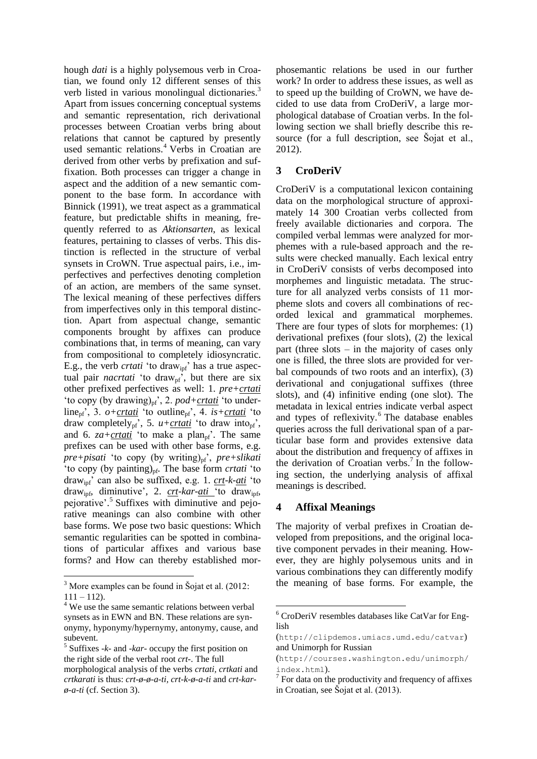hough *dati* is a highly polysemous verb in Croatian, we found only 12 different senses of this verb listed in various monolingual dictionaries.[3] Apart from issues concerning conceptual systems and semantic representation, rich derivational processes between Croatian verbs bring about relations that cannot be captured by presently used semantic relations.[4] Verbs in Croatian are derived from other verbs by prefixation and suffixation. Both processes can trigger a change in aspect and the addition of a new semantic component to the base form. In accordance with Binnick (1991), we treat aspect as a grammatical feature, but predictable shifts in meaning, frequently referred to as *Aktionsarten*, as lexical features, pertaining to classes of verbs. This distinction is reflected in the structure of verbal synsets in CroWN. True aspectual pairs, i.e., imperfectives and perfectives denoting completion of an action, are members of the same synset. The lexical meaning of these perfectives differs from imperfectives only in this temporal distinction. Apart from aspectual change, semantic components brought by affixes can produce combinations that, in terms of meaning, can vary from compositional to completely idiosyncratic. E.g., the verb *crtati* 'to draw$_{ipf}$' has a true aspectual pair *nacrtati* 'to draw$_{pf}$', but there are six other prefixed perfectives as well: 1. *pre+crtati* 'to copy (by drawing)$_{pf}$', 2. *pod+crtati* 'to underline$_{pf}$', 3. *o+crtati* 'to outline$_{pf}$', 4. *is+crtati* 'to draw completely$_{pf}$', 5. *u+crtati* 'to draw into$_{pf}$', and 6. *za+crtati* 'to make a plan$_{pf}$'. The same prefixes can be used with other base forms, e.g. *pre+pisati* 'to copy (by writing)$_{pf}$', *pre+slikati* 'to copy (by painting)$_{pf}$. The base form *crtati* 'to draw$_{ipf}$' can also be suffixed, e.g. 1. *crt-k-ati* 'to draw$_{ipf}$, diminutive', 2. *crt-kar-ati* 'to draw$_{ipf}$, pejorative'.[5] Suffixes with diminutive and pejorative meanings can also combine with other base forms. We pose two basic questions: Which semantic regularities can be spotted in combinations of particular affixes and various base forms? and How can thereby established morphosemantic relations be used in our further work? In order to address these issues, as well as to speed up the building of CroWN, we have decided to use data from CroDeriV, a large morphological database of Croatian verbs. In the following section we shall briefly describe this resource (for a full description, see Šojat et al., 2012).

## 3 CroDeriV

CroDeriV is a computational lexicon containing data on the morphological structure of approximately 14 300 Croatian verbs collected from freely available dictionaries and corpora. The compiled verbal lemmas were analyzed for morphemes with a rule-based approach and the results were checked manually. Each lexical entry in CroDeriV consists of verbs decomposed into morphemes and linguistic metadata. The structure for all analyzed verbs consists of 11 morpheme slots and covers all combinations of recorded lexical and grammatical morphemes. There are four types of slots for morphemes: (1) derivational prefixes (four slots), (2) the lexical part (three slots – in the majority of cases only one is filled, the three slots are provided for verbal compounds of two roots and an interfix), (3) derivational and conjugational suffixes (three slots), and (4) infinitive ending (one slot). The metadata in lexical entries indicate verbal aspect and types of reflexivity.[6] The database enables queries across the full derivational span of a particular base form and provides extensive data about the distribution and frequency of affixes in the derivation of Croatian verbs.[7] In the following section, the underlying analysis of affixal meanings is described.

## 4 Affixal Meanings

The majority of verbal prefixes in Croatian developed from prepositions, and the original locative component pervades in their meaning. However, they are highly polysemous units and in various combinations they can differently modify the meaning of base forms. For example, the

---

[3] More examples can be found in Šojat et al. (2012: 111 – 112).

[4] We use the same semantic relations between verbal synsets as in EWN and BN. These relations are synonymy, hyponymy/hypernymy, antonymy, cause, and subevent.

[5] Suffixes *-k-* and *-kar-* occupy the first position on the right side of the verbal root *crt-*. The full morphological analysis of the verbs *crtati, crtkati* and *crtkarati* is thus: *crt-ø-ø-a-ti*, *crt-k-ø-a-ti* and *crt-kar-ø-a-ti* (cf. Section 3).

[6] CroDeriV resembles databases like CatVar for English (http://clipdemos.umiacs.umd.edu/catvar) and Unimorph for Russian (http://courses.washington.edu/unimorph/index.html).

[7] For data on the productivity and frequency of affixes in Croatian, see Šojat et al. (2013).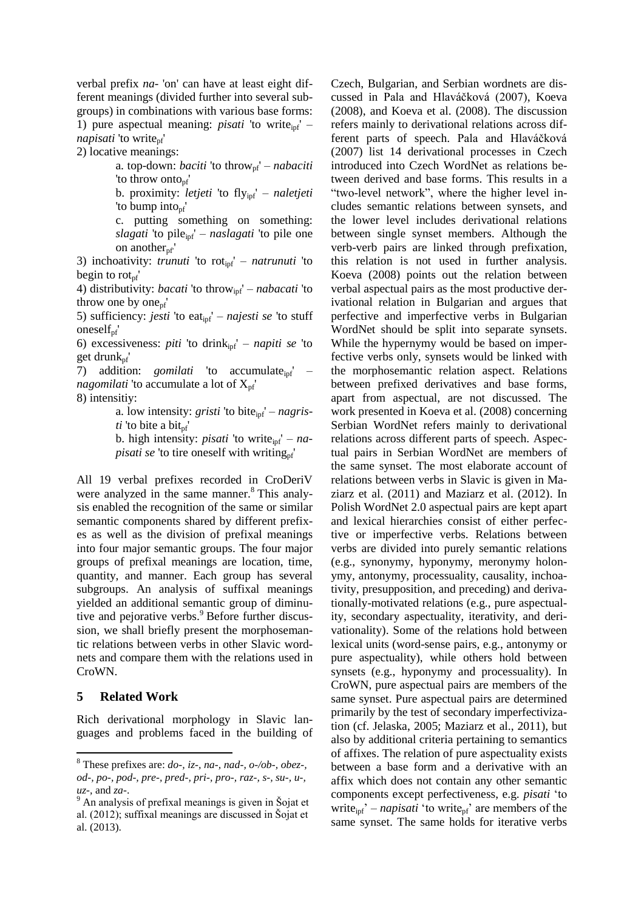verbal prefix *na-* 'on' can have at least eight different meanings (divided further into several subgroups) in combinations with various base forms:

1) pure aspectual meaning: *pisati* 'to write$_{ipf}$' – *napisati* 'to write$_{pf}$'

2) locative meanings:

   a. top-down: *baciti* 'to throw$_{pf}$' – *nabaciti* 'to throw onto$_{pf}$'

   b. proximity: *letjeti* 'to fly$_{ipf}$' – *naletjeti* 'to bump into$_{pf}$'

   c. putting something on something: *slagati* 'to pile$_{ipf}$' – *naslagati* 'to pile one on another$_{pf}$'

3) inchoativity: *trunuti* 'to rot$_{ipf}$' – *natrunuti* 'to begin to rot$_{pf}$'

4) distributivity: *bacati* 'to throw$_{ipf}$' – *nabacati* 'to throw one by one$_{pf}$'

5) sufficiency: *jesti* 'to eat$_{ipf}$' – *najesti se* 'to stuff oneself$_{pf}$'

6) excessiveness: *piti* 'to drink$_{ipf}$' – *napiti se* 'to get drunk$_{pf}$'

7) addition: *gomilati* 'to accumulate$_{ipf}$' – *nagomilati* 'to accumulate a lot of X$_{pf}$'

8) intensitiy:

   a. low intensity: *gristi* 'to bite$_{ipf}$' – *nagristi* 'to bite a bit$_{pf}$'

   b. high intensity: *pisati* 'to write$_{ipf}$' – *napisati se* 'to tire oneself with writing$_{pf}$'

All 19 verbal prefixes recorded in CroDeriV were analyzed in the same manner.[8] This analysis enabled the recognition of the same or similar semantic components shared by different prefixes as well as the division of prefixal meanings into four major semantic groups. The four major groups of prefixal meanings are location, time, quantity, and manner. Each group has several subgroups. An analysis of suffixal meanings yielded an additional semantic group of diminutive and pejorative verbs.[9] Before further discussion, we shall briefly present the morphosemantic relations between verbs in other Slavic wordnets and compare them with the relations used in CroWN.

## 5 Related Work

Rich derivational morphology in Slavic languages and problems faced in the building of Czech, Bulgarian, and Serbian wordnets are discussed in Pala and Hlaváčková (2007), Koeva (2008), and Koeva et al. (2008). The discussion refers mainly to derivational relations across different parts of speech. Pala and Hlaváčková (2007) list 14 derivational processes in Czech introduced into Czech WordNet as relations between derived and base forms. This results in a "two-level network", where the higher level includes semantic relations between synsets, and the lower level includes derivational relations between single synset members. Although the verb-verb pairs are linked through prefixation, this relation is not used in further analysis. Koeva (2008) points out the relation between verbal aspectual pairs as the most productive derivational relation in Bulgarian and argues that perfective and imperfective verbs in Bulgarian WordNet should be split into separate synsets. While the hypernymy would be based on imperfective verbs only, synsets would be linked with the morphosemantic relation aspect. Relations between prefixed derivatives and base forms, apart from aspectual, are not discussed. The work presented in Koeva et al. (2008) concerning Serbian WordNet refers mainly to derivational relations across different parts of speech. Aspectual pairs in Serbian WordNet are members of the same synset. The most elaborate account of relations between verbs in Slavic is given in Maziarz et al. (2011) and Maziarz et al. (2012). In Polish WordNet 2.0 aspectual pairs are kept apart and lexical hierarchies consist of either perfective or imperfective verbs. Relations between verbs are divided into purely semantic relations (e.g., synonymy, hyponymy, meronymy holonymy, antonymy, processuality, causality, inchoativity, presupposition, and preceding) and derivationally-motivated relations (e.g., pure aspectuality, secondary aspectuality, iterativity, and derivationality). Some of the relations hold between lexical units (word-sense pairs, e.g., antonymy or pure aspectuality), while others hold between synsets (e.g., hyponymy and processuality). In CroWN, pure aspectual pairs are members of the same synset. Pure aspectual pairs are determined primarily by the test of secondary imperfectivization (cf. Jelaska, 2005; Maziarz et al., 2011), but also by additional criteria pertaining to semantics of affixes. The relation of pure aspectuality exists between a base form and a derivative with an affix which does not contain any other semantic components except perfectiveness, e.g. *pisati* 'to write$_{ipf}$' – *napisati* 'to write$_{pf}$' are members of the same synset. The same holds for iterative verbs

[8] These prefixes are: *do-, iz-, na-, nad-, o-/ob-, obez-, od-, po-, pod-, pre-, pred-, pri-, pro-, raz-, s-, su-, u-, uz-,* and *za-*.

[9] An analysis of prefixal meanings is given in Šojat et al. (2012); suffixal meanings are discussed in Šojat et al. (2013).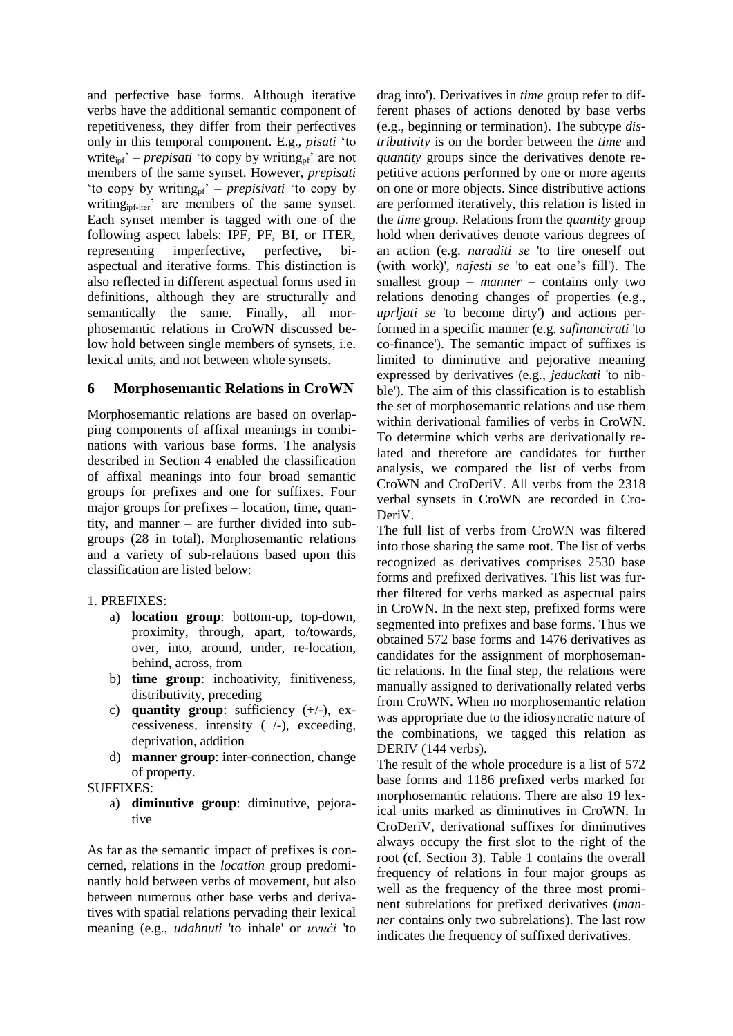and perfective base forms. Although iterative verbs have the additional semantic component of repetitiveness, they differ from their perfectives only in this temporal component. E.g., *pisati* 'to write$_{ipf}$' – *prepisati* 'to copy by writing$_{pf}$' are not members of the same synset. However, *prepisati* 'to copy by writing$_{pf}$' – *prepisivati* 'to copy by writing$_{ipf\text{-}iter}$' are members of the same synset. Each synset member is tagged with one of the following aspect labels: IPF, PF, BI, or ITER, representing imperfective, perfective, bi-aspectual and iterative forms. This distinction is also reflected in different aspectual forms used in definitions, although they are structurally and semantically the same. Finally, all morphosemantic relations in CroWN discussed below hold between single members of synsets, i.e. lexical units, and not between whole synsets.

## 6 Morphosemantic Relations in CroWN

Morphosemantic relations are based on overlapping components of affixal meanings in combinations with various base forms. The analysis described in Section 4 enabled the classification of affixal meanings into four broad semantic groups for prefixes and one for suffixes. Four major groups for prefixes – location, time, quantity, and manner – are further divided into subgroups (28 in total). Morphosemantic relations and a variety of sub-relations based upon this classification are listed below:

1. PREFIXES:
   a) **location group**: bottom-up, top-down, proximity, through, apart, to/towards, over, into, around, under, re-location, behind, across, from
   b) **time group**: inchoativity, finitiveness, distributivity, preceding
   c) **quantity group**: sufficiency (+/-), excessiveness, intensity (+/-), exceeding, deprivation, addition
   d) **manner group**: inter-connection, change of property.

SUFFIXES:
   a) **diminutive group**: diminutive, pejorative

As far as the semantic impact of prefixes is concerned, relations in the *location* group predominantly hold between verbs of movement, but also between numerous other base verbs and derivatives with spatial relations pervading their lexical meaning (e.g., *udahnuti* 'to inhale' or *uvući* 'to drag into'). Derivatives in *time* group refer to different phases of actions denoted by base verbs (e.g., beginning or termination). The subtype *distributivity* is on the border between the *time* and *quantity* groups since the derivatives denote repetitive actions performed by one or more agents on one or more objects. Since distributive actions are performed iteratively, this relation is listed in the *time* group. Relations from the *quantity* group hold when derivatives denote various degrees of an action (e.g. *naraditi se* 'to tire oneself out (with work)', *najesti se* 'to eat one's fill'). The smallest group – *manner* – contains only two relations denoting changes of properties (e.g., *uprljati se* 'to become dirty') and actions performed in a specific manner (e.g. *sufinancirati* 'to co-finance'). The semantic impact of suffixes is limited to diminutive and pejorative meaning expressed by derivatives (e.g., *jeduckati* 'to nibble'). The aim of this classification is to establish the set of morphosemantic relations and use them within derivational families of verbs in CroWN. To determine which verbs are derivationally related and therefore are candidates for further analysis, we compared the list of verbs from CroWN and CroDeriV. All verbs from the 2318 verbal synsets in CroWN are recorded in CroDeriV.

The full list of verbs from CroWN was filtered into those sharing the same root. The list of verbs recognized as derivatives comprises 2530 base forms and prefixed derivatives. This list was further filtered for verbs marked as aspectual pairs in CroWN. In the next step, prefixed forms were segmented into prefixes and base forms. Thus we obtained 572 base forms and 1476 derivatives as candidates for the assignment of morphosemantic relations. In the final step, the relations were manually assigned to derivationally related verbs from CroWN. When no morphosemantic relation was appropriate due to the idiosyncratic nature of the combinations, we tagged this relation as DERIV (144 verbs).

The result of the whole procedure is a list of 572 base forms and 1186 prefixed verbs marked for morphosemantic relations. There are also 19 lexical units marked as diminutives in CroWN. In CroDeriV, derivational suffixes for diminutives always occupy the first slot to the right of the root (cf. Section 3). Table 1 contains the overall frequency of relations in four major groups as well as the frequency of the three most prominent subrelations for prefixed derivatives (*manner* contains only two subrelations). The last row indicates the frequency of suffixed derivatives.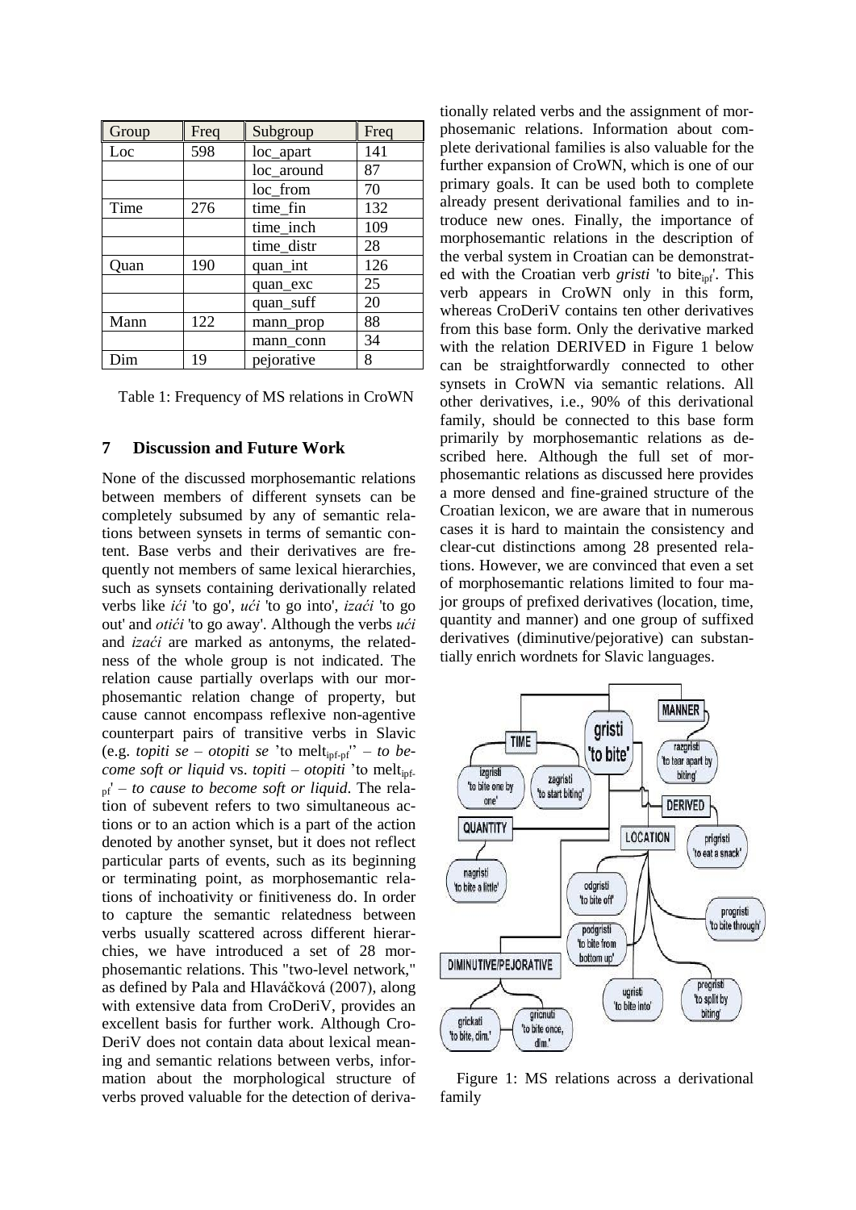| Group | Freq | Subgroup | Freq |
|---|---|---|---|
| Loc | 598 | loc_apart | 141 |
| | | loc_around | 87 |
| | | loc_from | 70 |
| Time | 276 | time_fin | 132 |
| | | time_inch | 109 |
| | | time_distr | 28 |
| Quan | 190 | quan_int | 126 |
| | | quan_exc | 25 |
| | | quan_suff | 20 |
| Mann | 122 | mann_prop | 88 |
| | | mann_conn | 34 |
| Dim | 19 | pejorative | 8 |

Table 1: Frequency of MS relations in CroWN

## 7 Discussion and Future Work

None of the discussed morphosemantic relations between members of different synsets can be completely subsumed by any of semantic relations between synsets in terms of semantic content. Base verbs and their derivatives are frequently not members of same lexical hierarchies, such as synsets containing derivationally related verbs like *ići* 'to go', *ući* 'to go into', *izaći* 'to go out' and *otići* 'to go away'. Although the verbs *ući* and *izaći* are marked as antonyms, the relatedness of the whole group is not indicated. The relation cause partially overlaps with our morphosemantic relation change of property, but cause cannot encompass reflexive non-agentive counterpart pairs of transitive verbs in Slavic (e.g. *topiti se* – *otopiti se* 'to melt$_{ipf-pf}$' – *to become soft or liquid* vs. *topiti* – *otopiti* 'to melt$_{ipf-pf}$' – *to cause to become soft or liquid*. The relation of subevent refers to two simultaneous actions or to an action which is a part of the action denoted by another synset, but it does not reflect particular parts of events, such as its beginning or terminating point, as morphosemantic relations of inchoativity or finitiveness do. In order to capture the semantic relatedness between verbs usually scattered across different hierarchies, we have introduced a set of 28 morphosemantic relations. This "two-level network," as defined by Pala and Hlaváčková (2007), along with extensive data from CroDeriV, provides an excellent basis for further work. Although CroDeriV does not contain data about lexical meaning and semantic relations between verbs, information about the morphological structure of verbs proved valuable for the detection of derivationally related verbs and the assignment of morphosemanic relations. Information about complete derivational families is also valuable for the further expansion of CroWN, which is one of our primary goals. It can be used both to complete already present derivational families and to introduce new ones. Finally, the importance of morphosemantic relations in the description of the verbal system in Croatian can be demonstrated with the Croatian verb *gristi* 'to bite$_{ipf}$'. This verb appears in CroWN only in this form, whereas CroDeriV contains ten other derivatives from this base form. Only the derivative marked with the relation DERIVED in Figure 1 below can be straightforwardly connected to other synsets in CroWN via semantic relations. All other derivatives, i.e., 90% of this derivational family, should be connected to this base form primarily by morphosemantic relations as described here. Although the full set of morphosemantic relations as discussed here provides a more densed and fine-grained structure of the Croatian lexicon, we are aware that in numerous cases it is hard to maintain the consistency and clear-cut distinctions among 28 presented relations. However, we are convinced that even a set of morphosemantic relations limited to four major groups of prefixed derivatives (location, time, quantity and manner) and one group of suffixed derivatives (diminutive/pejorative) can substantially enrich wordnets for Slavic languages.

Figure 1: MS relations across a derivational family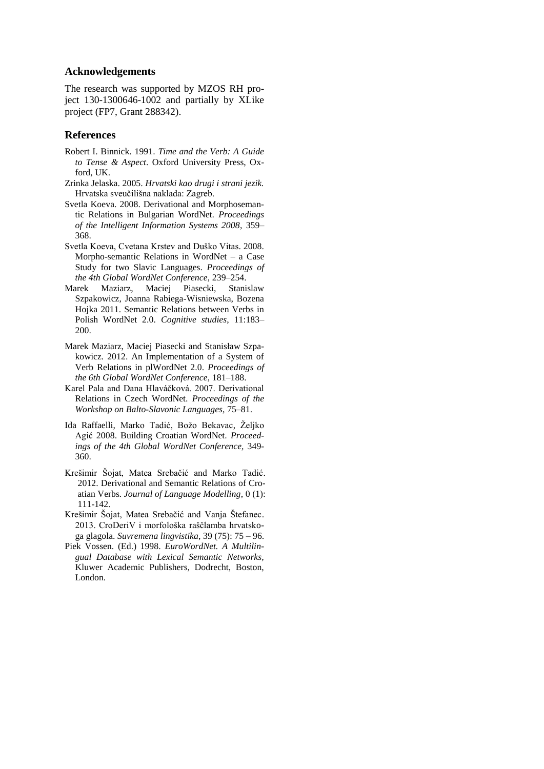## Acknowledgements

The research was supported by MZOS RH project 130-1300646-1002 and partially by XLike project (FP7, Grant 288342).

## References

Robert I. Binnick. 1991. *Time and the Verb: A Guide to Tense & Aspect*. Oxford University Press, Oxford, UK.

Zrinka Jelaska. 2005. *Hrvatski kao drugi i strani jezik.* Hrvatska sveučilišna naklada: Zagreb.

Svetla Koeva. 2008. Derivational and Morphosemantic Relations in Bulgarian WordNet. *Proceedings of the Intelligent Information Systems 2008*, 359–368.

Svetla Koeva, Cvetana Krstev and Duško Vitas. 2008. Morpho-semantic Relations in WordNet – a Case Study for two Slavic Languages. *Proceedings of the 4th Global WordNet Conference*, 239–254.

Marek Maziarz, Maciej Piasecki, Stanislaw Szpakowicz, Joanna Rabiega-Wisniewska, Bozena Hojka 2011. Semantic Relations between Verbs in Polish WordNet 2.0. *Cognitive studies*, 11:183–200.

Marek Maziarz, Maciej Piasecki and Stanisław Szpakowicz. 2012. An Implementation of a System of Verb Relations in plWordNet 2.0. *Proceedings of the 6th Global WordNet Conference*, 181–188.

Karel Pala and Dana Hlaváčková. 2007. Derivational Relations in Czech WordNet. *Proceedings of the Workshop on Balto-Slavonic Languages*, 75–81.

Ida Raffaelli, Marko Tadić, Božo Bekavac, Željko Agić 2008. Building Croatian WordNet. *Proceedings of the 4th Global WordNet Conference*, 349-360.

Krešimir Šojat, Matea Srebačić and Marko Tadić. 2012. Derivational and Semantic Relations of Croatian Verbs. *Journal of Language Modelling*, 0 (1): 111-142.

Krešimir Šojat, Matea Srebačić and Vanja Štefanec. 2013. CroDeriV i morfološka raščlamba hrvatskoga glagola. *Suvremena lingvistika*, 39 (75): 75 – 96.

Piek Vossen. (Ed.) 1998. *EuroWordNet. A Multilingual Database with Lexical Semantic Networks*, Kluwer Academic Publishers, Dodrecht, Boston, London.